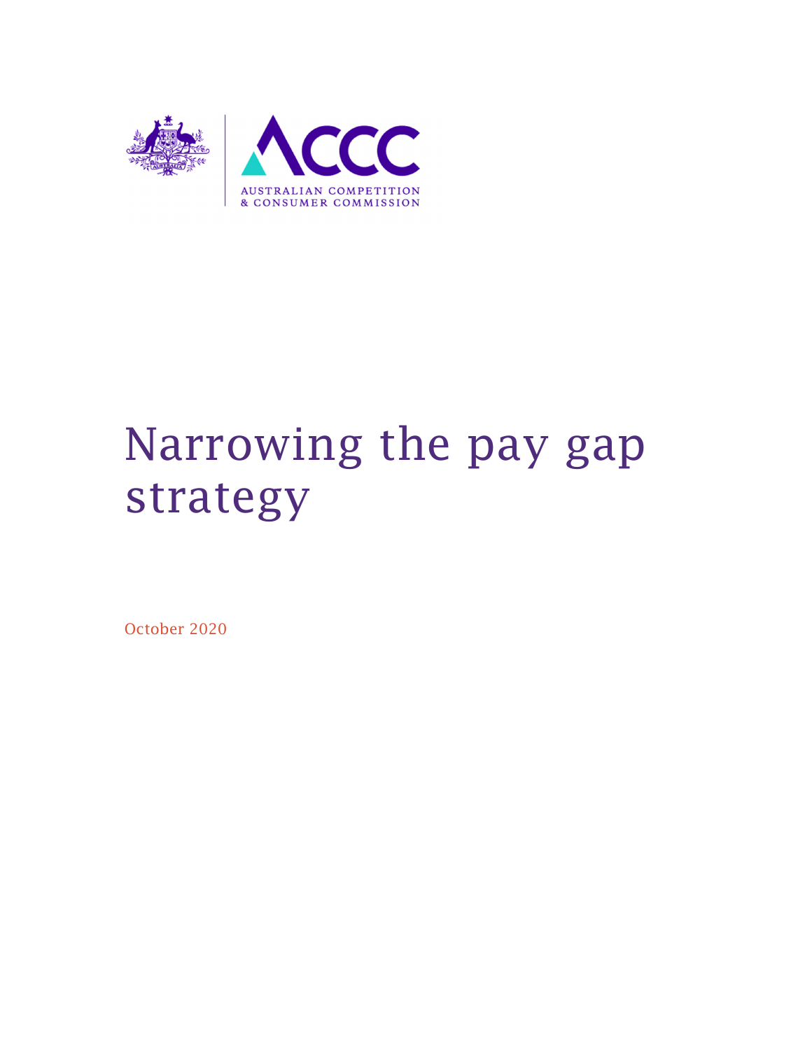AUSTRALIAN COMPETITION & CONSUMER COMMISSION

# Narrowing the pay gap strategy

October 2020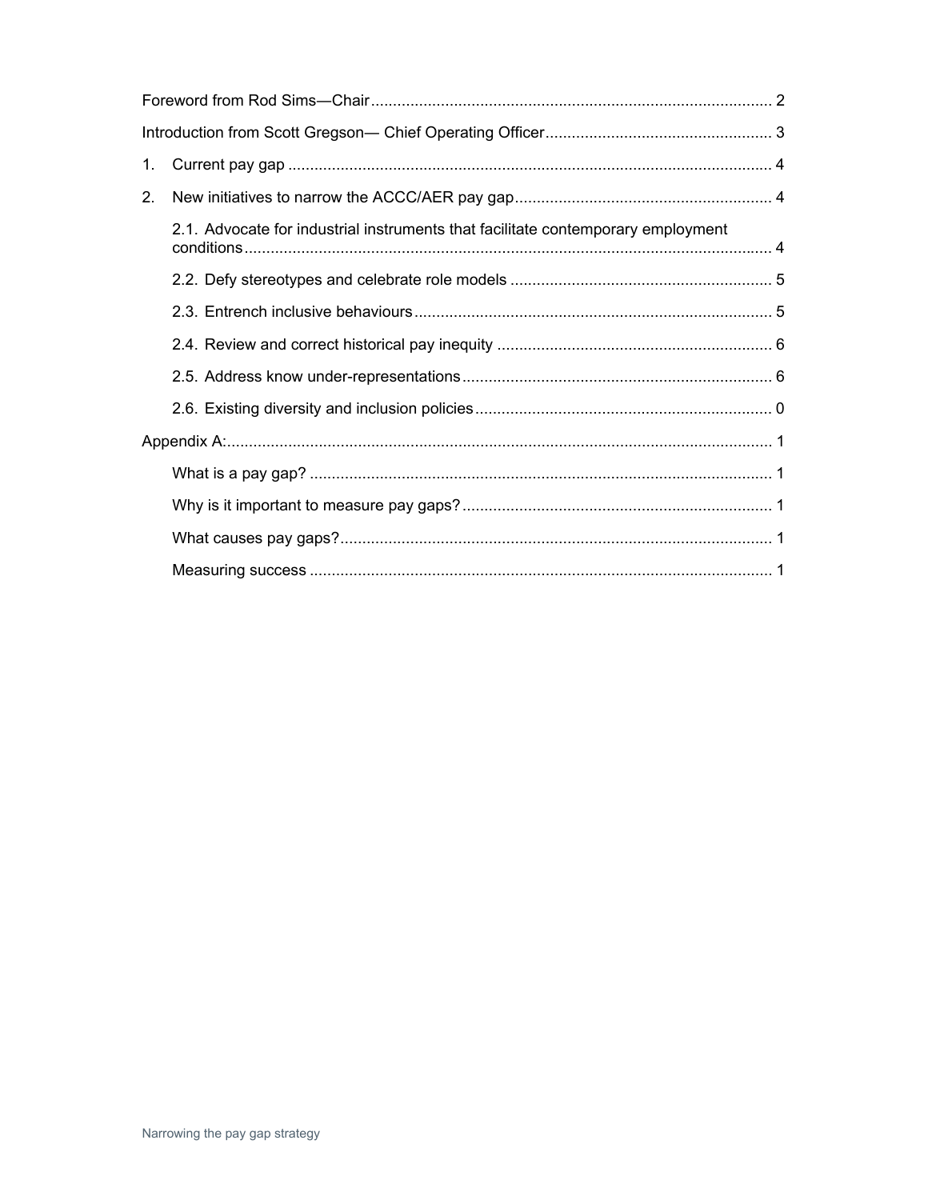Foreword from Rod Sims—Chair ... 2

Introduction from Scott Gregson— Chief Operating Officer ... 3

1. Current pay gap ... 4
2. New initiatives to narrow the ACCC/AER pay gap ... 4
   - 2.1. Advocate for industrial instruments that facilitate contemporary employment conditions ... 4
   - 2.2. Defy stereotypes and celebrate role models ... 5
   - 2.3. Entrench inclusive behaviours ... 5
   - 2.4. Review and correct historical pay inequity ... 6
   - 2.5. Address know under-representations ... 6
   - 2.6. Existing diversity and inclusion policies ... 0

Appendix A: ... 1

- What is a pay gap? ... 1
- Why is it important to measure pay gaps? ... 1
- What causes pay gaps? ... 1
- Measuring success ... 1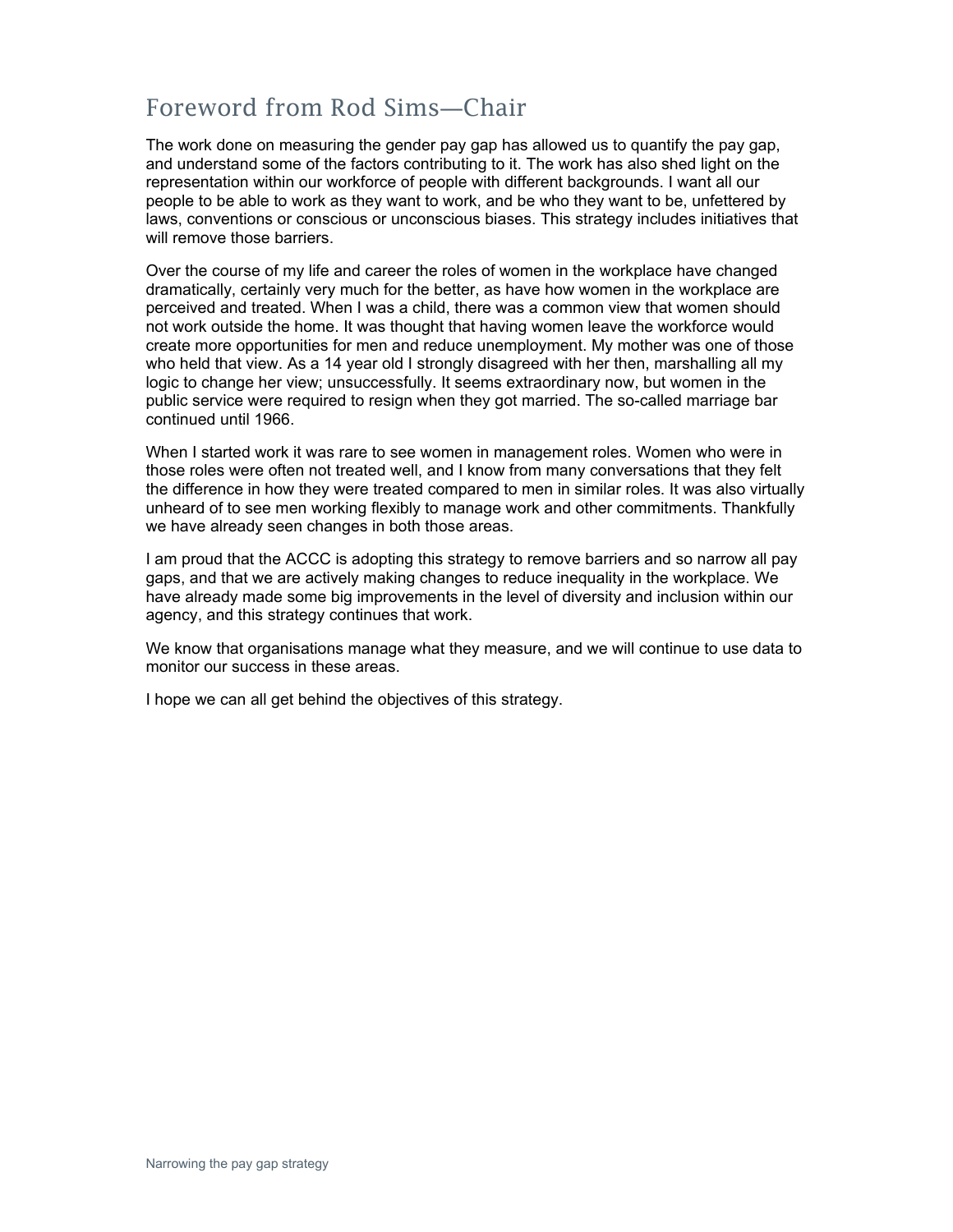# Foreword from Rod Sims—Chair

The work done on measuring the gender pay gap has allowed us to quantify the pay gap, and understand some of the factors contributing to it. The work has also shed light on the representation within our workforce of people with different backgrounds. I want all our people to be able to work as they want to work, and be who they want to be, unfettered by laws, conventions or conscious or unconscious biases. This strategy includes initiatives that will remove those barriers.

Over the course of my life and career the roles of women in the workplace have changed dramatically, certainly very much for the better, as have how women in the workplace are perceived and treated. When I was a child, there was a common view that women should not work outside the home. It was thought that having women leave the workforce would create more opportunities for men and reduce unemployment. My mother was one of those who held that view. As a 14 year old I strongly disagreed with her then, marshalling all my logic to change her view; unsuccessfully. It seems extraordinary now, but women in the public service were required to resign when they got married. The so-called marriage bar continued until 1966.

When I started work it was rare to see women in management roles. Women who were in those roles were often not treated well, and I know from many conversations that they felt the difference in how they were treated compared to men in similar roles. It was also virtually unheard of to see men working flexibly to manage work and other commitments. Thankfully we have already seen changes in both those areas.

I am proud that the ACCC is adopting this strategy to remove barriers and so narrow all pay gaps, and that we are actively making changes to reduce inequality in the workplace. We have already made some big improvements in the level of diversity and inclusion within our agency, and this strategy continues that work.

We know that organisations manage what they measure, and we will continue to use data to monitor our success in these areas.

I hope we can all get behind the objectives of this strategy.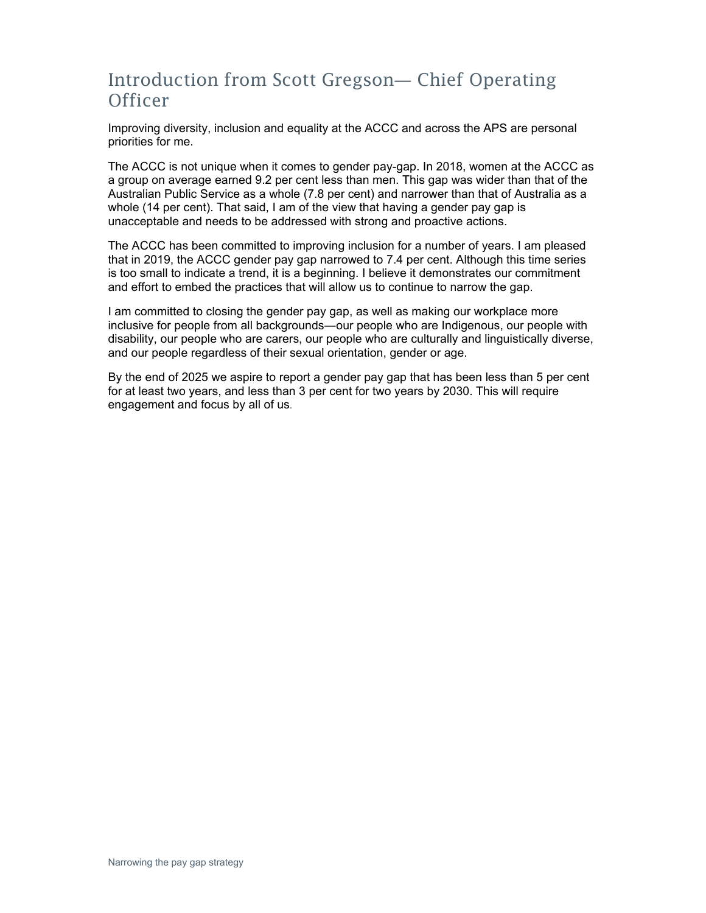# Introduction from Scott Gregson— Chief Operating Officer

Improving diversity, inclusion and equality at the ACCC and across the APS are personal priorities for me.

The ACCC is not unique when it comes to gender pay-gap. In 2018, women at the ACCC as a group on average earned 9.2 per cent less than men. This gap was wider than that of the Australian Public Service as a whole (7.8 per cent) and narrower than that of Australia as a whole (14 per cent). That said, I am of the view that having a gender pay gap is unacceptable and needs to be addressed with strong and proactive actions.

The ACCC has been committed to improving inclusion for a number of years. I am pleased that in 2019, the ACCC gender pay gap narrowed to 7.4 per cent. Although this time series is too small to indicate a trend, it is a beginning. I believe it demonstrates our commitment and effort to embed the practices that will allow us to continue to narrow the gap.

I am committed to closing the gender pay gap, as well as making our workplace more inclusive for people from all backgrounds—our people who are Indigenous, our people with disability, our people who are carers, our people who are culturally and linguistically diverse, and our people regardless of their sexual orientation, gender or age.

By the end of 2025 we aspire to report a gender pay gap that has been less than 5 per cent for at least two years, and less than 3 per cent for two years by 2030. This will require engagement and focus by all of us.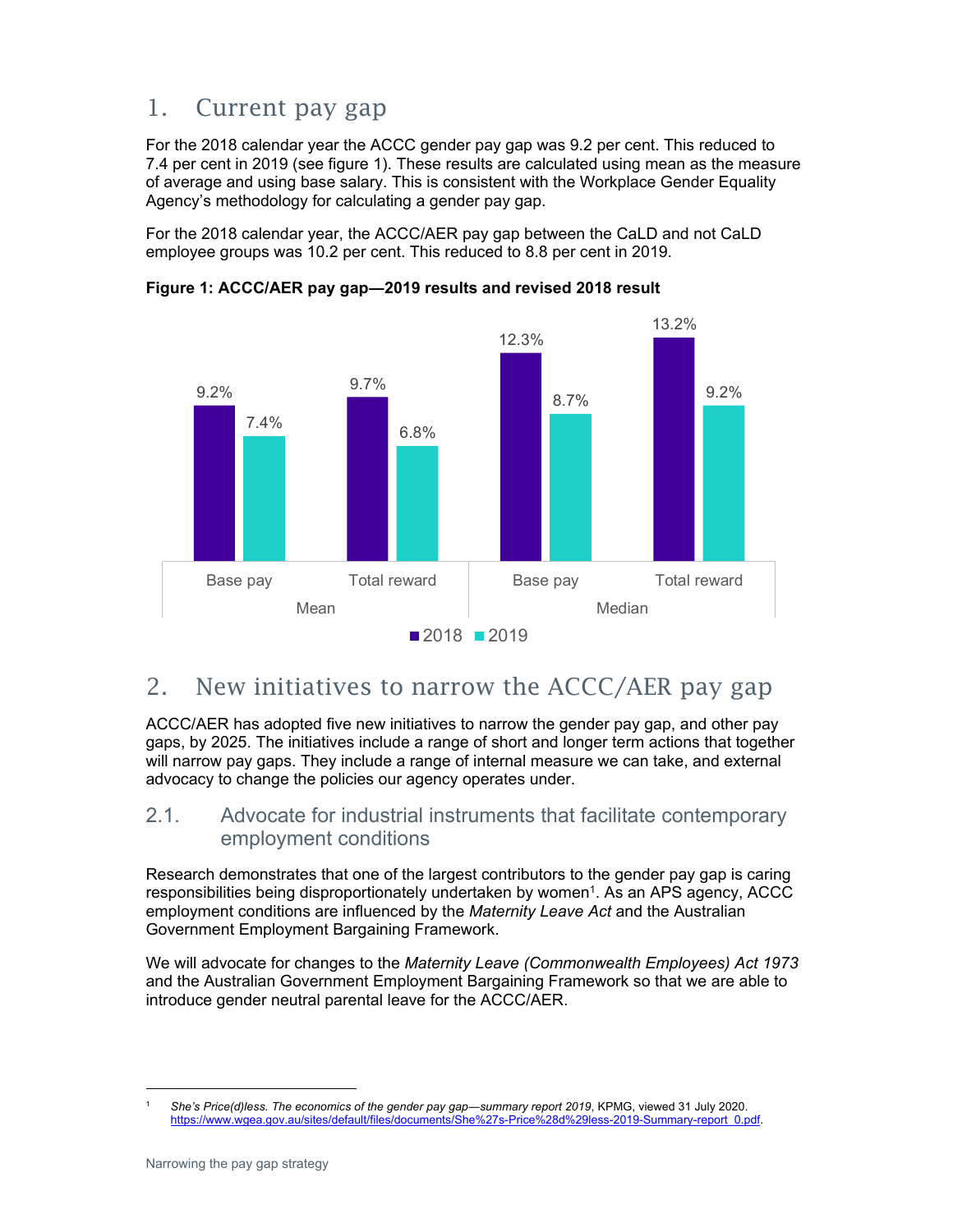# 1. Current pay gap

For the 2018 calendar year the ACCC gender pay gap was 9.2 per cent. This reduced to 7.4 per cent in 2019 (see figure 1). These results are calculated using mean as the measure of average and using base salary. This is consistent with the Workplace Gender Equality Agency's methodology for calculating a gender pay gap.

For the 2018 calendar year, the ACCC/AER pay gap between the CaLD and not CaLD employee groups was 10.2 per cent. This reduced to 8.8 per cent in 2019.

**Figure 1: ACCC/AER pay gap—2019 results and revised 2018 result**

| | Mean – Base pay | Mean – Total reward | Median – Base pay | Median – Total reward |
|---|---|---|---|---|
| 2018 | 9.2% | 9.7% | 12.3% | 13.2% |
| 2019 | 7.4% | 6.8% | 8.7% | 9.2% |

# 2. New initiatives to narrow the ACCC/AER pay gap

ACCC/AER has adopted five new initiatives to narrow the gender pay gap, and other pay gaps, by 2025. The initiatives include a range of short and longer term actions that together will narrow pay gaps. They include a range of internal measure we can take, and external advocacy to change the policies our agency operates under.

## 2.1. Advocate for industrial instruments that facilitate contemporary employment conditions

Research demonstrates that one of the largest contributors to the gender pay gap is caring responsibilities being disproportionately undertaken by women[1]. As an APS agency, ACCC employment conditions are influenced by the *Maternity Leave Act* and the Australian Government Employment Bargaining Framework.

We will advocate for changes to the *Maternity Leave (Commonwealth Employees) Act 1973* and the Australian Government Employment Bargaining Framework so that we are able to introduce gender neutral parental leave for the ACCC/AER.

---

[1] *She's Price(d)less. The economics of the gender pay gap—summary report 2019*, KPMG, viewed 31 July 2020. https://www.wgea.gov.au/sites/default/files/documents/She%27s-Price%28d%29less-2019-Summary-report_0.pdf.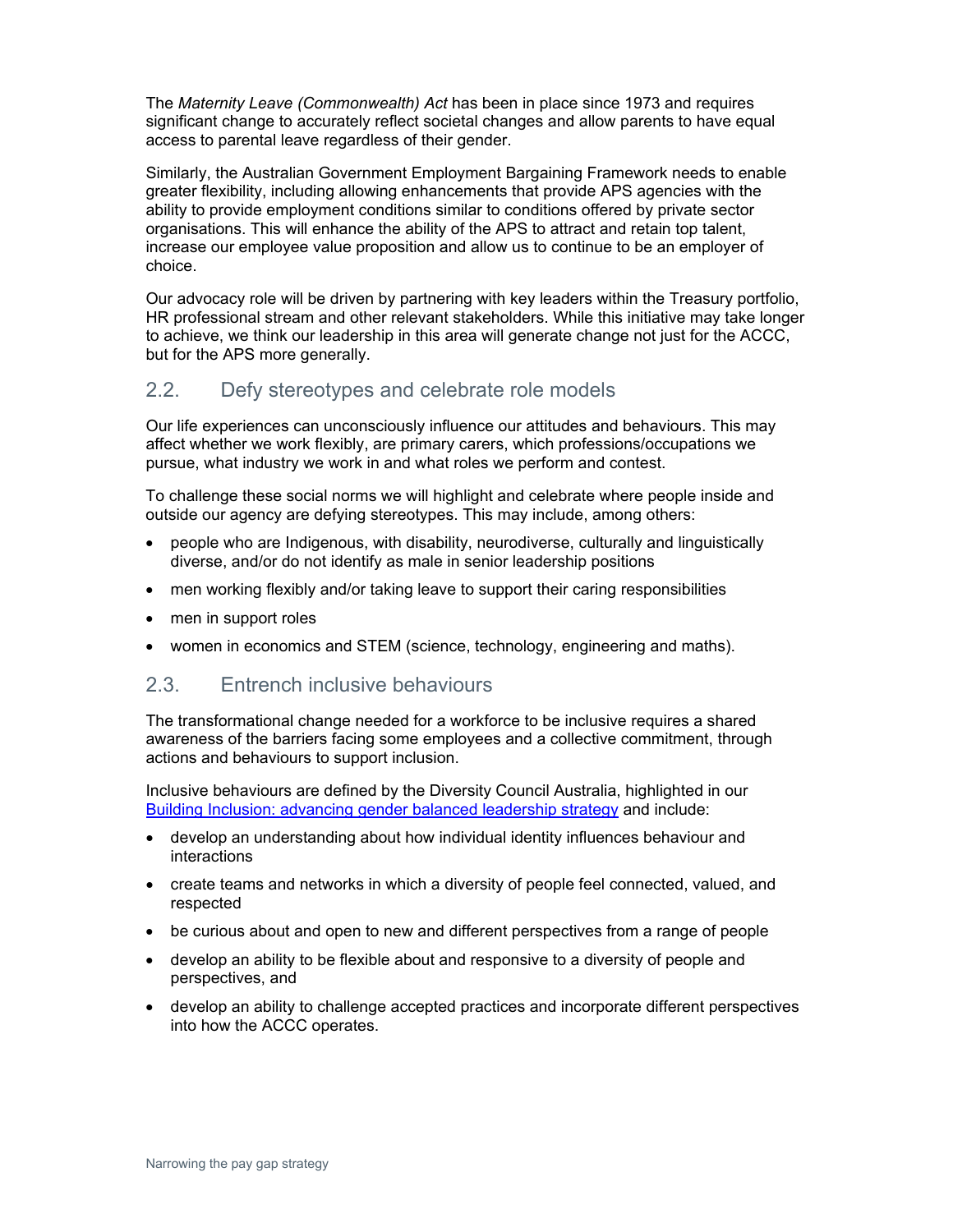The *Maternity Leave (Commonwealth) Act* has been in place since 1973 and requires significant change to accurately reflect societal changes and allow parents to have equal access to parental leave regardless of their gender.

Similarly, the Australian Government Employment Bargaining Framework needs to enable greater flexibility, including allowing enhancements that provide APS agencies with the ability to provide employment conditions similar to conditions offered by private sector organisations. This will enhance the ability of the APS to attract and retain top talent, increase our employee value proposition and allow us to continue to be an employer of choice.

Our advocacy role will be driven by partnering with key leaders within the Treasury portfolio, HR professional stream and other relevant stakeholders. While this initiative may take longer to achieve, we think our leadership in this area will generate change not just for the ACCC, but for the APS more generally.

## 2.2. Defy stereotypes and celebrate role models

Our life experiences can unconsciously influence our attitudes and behaviours. This may affect whether we work flexibly, are primary carers, which professions/occupations we pursue, what industry we work in and what roles we perform and contest.

To challenge these social norms we will highlight and celebrate where people inside and outside our agency are defying stereotypes. This may include, among others:

- people who are Indigenous, with disability, neurodiverse, culturally and linguistically diverse, and/or do not identify as male in senior leadership positions
- men working flexibly and/or taking leave to support their caring responsibilities
- men in support roles
- women in economics and STEM (science, technology, engineering and maths).

## 2.3. Entrench inclusive behaviours

The transformational change needed for a workforce to be inclusive requires a shared awareness of the barriers facing some employees and a collective commitment, through actions and behaviours to support inclusion.

Inclusive behaviours are defined by the Diversity Council Australia, highlighted in our [Building Inclusion: advancing gender balanced leadership strategy] and include:

- develop an understanding about how individual identity influences behaviour and interactions
- create teams and networks in which a diversity of people feel connected, valued, and respected
- be curious about and open to new and different perspectives from a range of people
- develop an ability to be flexible about and responsive to a diversity of people and perspectives, and
- develop an ability to challenge accepted practices and incorporate different perspectives into how the ACCC operates.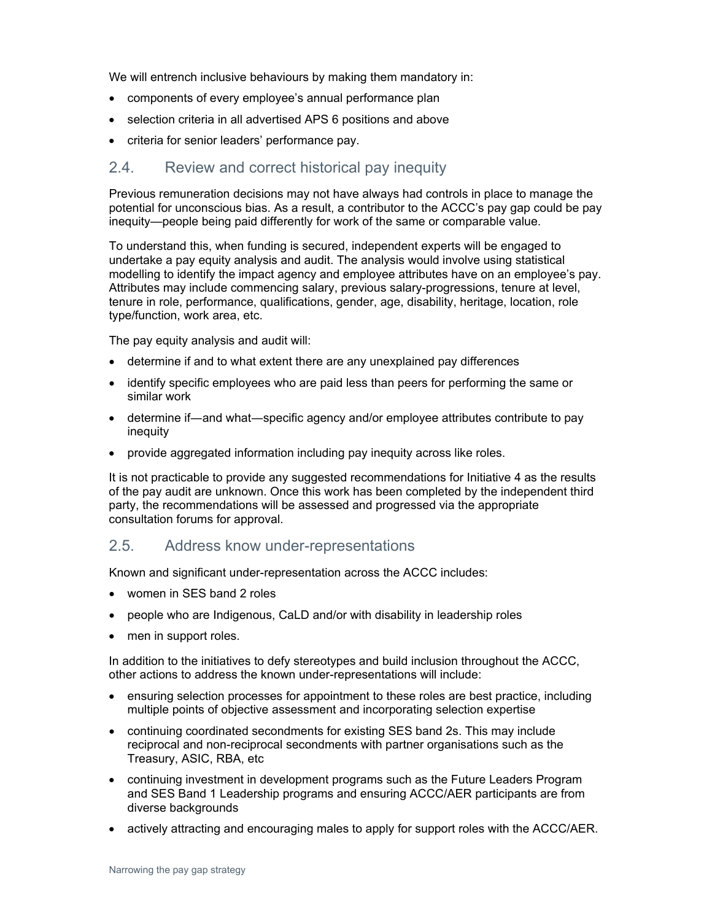We will entrench inclusive behaviours by making them mandatory in:

- components of every employee's annual performance plan
- selection criteria in all advertised APS 6 positions and above
- criteria for senior leaders' performance pay.

## 2.4. Review and correct historical pay inequity

Previous remuneration decisions may not have always had controls in place to manage the potential for unconscious bias. As a result, a contributor to the ACCC's pay gap could be pay inequity—people being paid differently for work of the same or comparable value.

To understand this, when funding is secured, independent experts will be engaged to undertake a pay equity analysis and audit. The analysis would involve using statistical modelling to identify the impact agency and employee attributes have on an employee's pay. Attributes may include commencing salary, previous salary-progressions, tenure at level, tenure in role, performance, qualifications, gender, age, disability, heritage, location, role type/function, work area, etc.

The pay equity analysis and audit will:

- determine if and to what extent there are any unexplained pay differences
- identify specific employees who are paid less than peers for performing the same or similar work
- determine if—and what—specific agency and/or employee attributes contribute to pay inequity
- provide aggregated information including pay inequity across like roles.

It is not practicable to provide any suggested recommendations for Initiative 4 as the results of the pay audit are unknown. Once this work has been completed by the independent third party, the recommendations will be assessed and progressed via the appropriate consultation forums for approval.

## 2.5. Address know under-representations

Known and significant under-representation across the ACCC includes:

- women in SES band 2 roles
- people who are Indigenous, CaLD and/or with disability in leadership roles
- men in support roles.

In addition to the initiatives to defy stereotypes and build inclusion throughout the ACCC, other actions to address the known under-representations will include:

- ensuring selection processes for appointment to these roles are best practice, including multiple points of objective assessment and incorporating selection expertise
- continuing coordinated secondments for existing SES band 2s. This may include reciprocal and non-reciprocal secondments with partner organisations such as the Treasury, ASIC, RBA, etc
- continuing investment in development programs such as the Future Leaders Program and SES Band 1 Leadership programs and ensuring ACCC/AER participants are from diverse backgrounds
- actively attracting and encouraging males to apply for support roles with the ACCC/AER.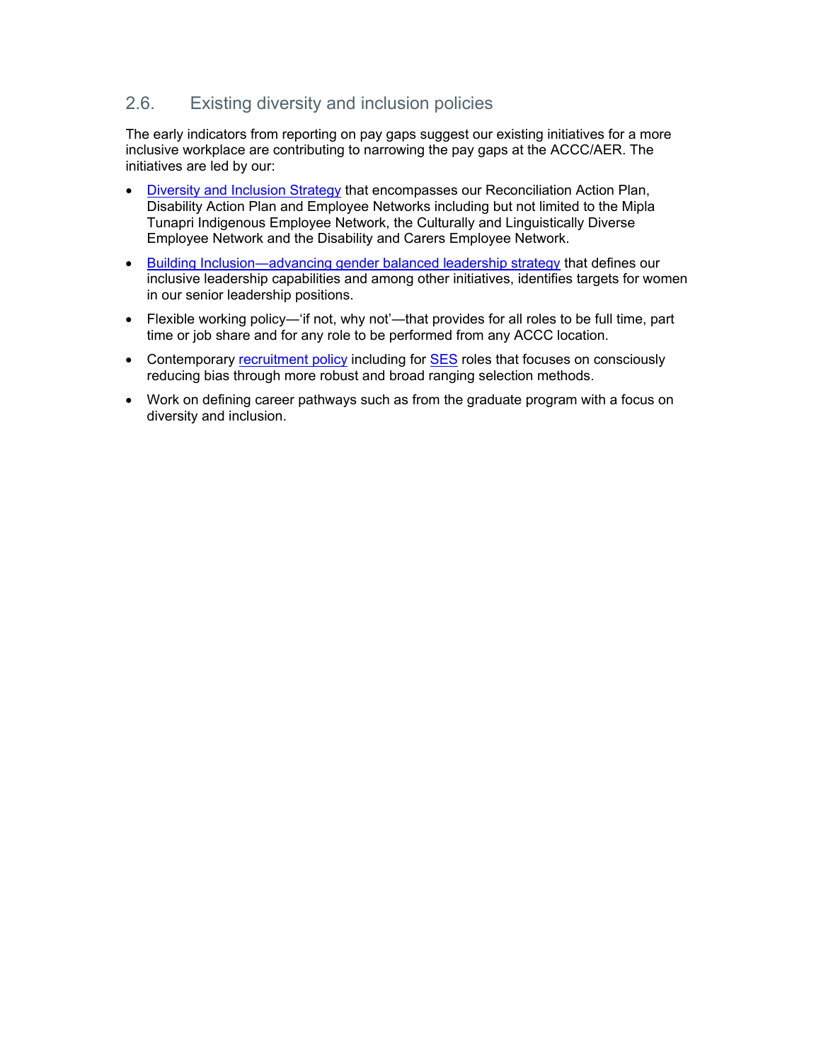## 2.6. Existing diversity and inclusion policies

The early indicators from reporting on pay gaps suggest our existing initiatives for a more inclusive workplace are contributing to narrowing the pay gaps at the ACCC/AER. The initiatives are led by our:

- Diversity and Inclusion Strategy that encompasses our Reconciliation Action Plan, Disability Action Plan and Employee Networks including but not limited to the Mipla Tunapri Indigenous Employee Network, the Culturally and Linguistically Diverse Employee Network and the Disability and Carers Employee Network.
- Building Inclusion—advancing gender balanced leadership strategy that defines our inclusive leadership capabilities and among other initiatives, identifies targets for women in our senior leadership positions.
- Flexible working policy—'if not, why not'—that provides for all roles to be full time, part time or job share and for any role to be performed from any ACCC location.
- Contemporary recruitment policy including for SES roles that focuses on consciously reducing bias through more robust and broad ranging selection methods.
- Work on defining career pathways such as from the graduate program with a focus on diversity and inclusion.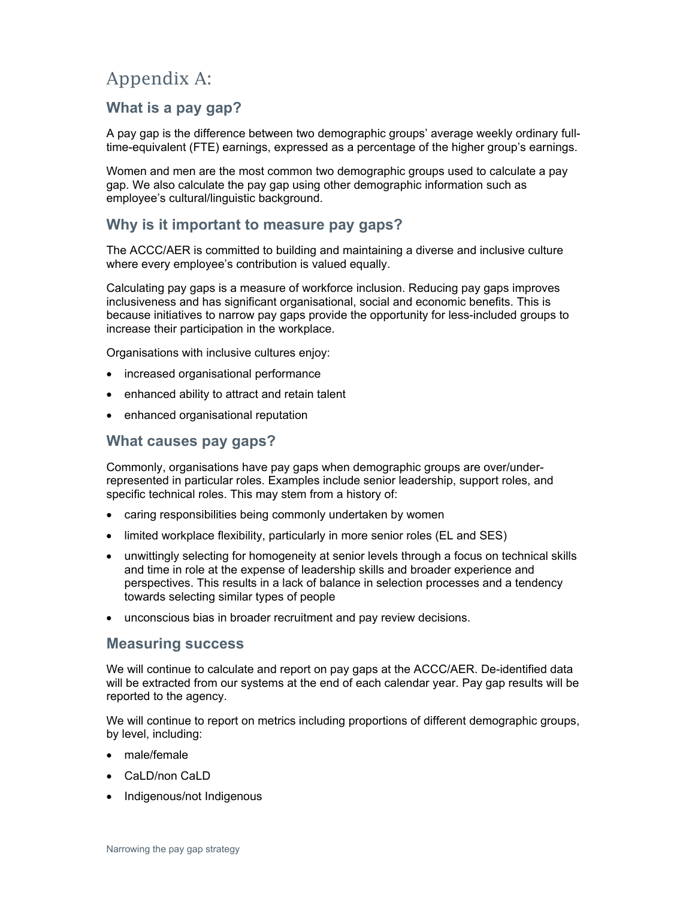# Appendix A:

## What is a pay gap?

A pay gap is the difference between two demographic groups' average weekly ordinary full-time-equivalent (FTE) earnings, expressed as a percentage of the higher group's earnings.

Women and men are the most common two demographic groups used to calculate a pay gap. We also calculate the pay gap using other demographic information such as employee's cultural/linguistic background.

## Why is it important to measure pay gaps?

The ACCC/AER is committed to building and maintaining a diverse and inclusive culture where every employee's contribution is valued equally.

Calculating pay gaps is a measure of workforce inclusion. Reducing pay gaps improves inclusiveness and has significant organisational, social and economic benefits. This is because initiatives to narrow pay gaps provide the opportunity for less-included groups to increase their participation in the workplace.

Organisations with inclusive cultures enjoy:

- increased organisational performance
- enhanced ability to attract and retain talent
- enhanced organisational reputation

## What causes pay gaps?

Commonly, organisations have pay gaps when demographic groups are over/under-represented in particular roles. Examples include senior leadership, support roles, and specific technical roles. This may stem from a history of:

- caring responsibilities being commonly undertaken by women
- limited workplace flexibility, particularly in more senior roles (EL and SES)
- unwittingly selecting for homogeneity at senior levels through a focus on technical skills and time in role at the expense of leadership skills and broader experience and perspectives. This results in a lack of balance in selection processes and a tendency towards selecting similar types of people
- unconscious bias in broader recruitment and pay review decisions.

## Measuring success

We will continue to calculate and report on pay gaps at the ACCC/AER. De-identified data will be extracted from our systems at the end of each calendar year. Pay gap results will be reported to the agency.

We will continue to report on metrics including proportions of different demographic groups, by level, including:

- male/female
- CaLD/non CaLD
- Indigenous/not Indigenous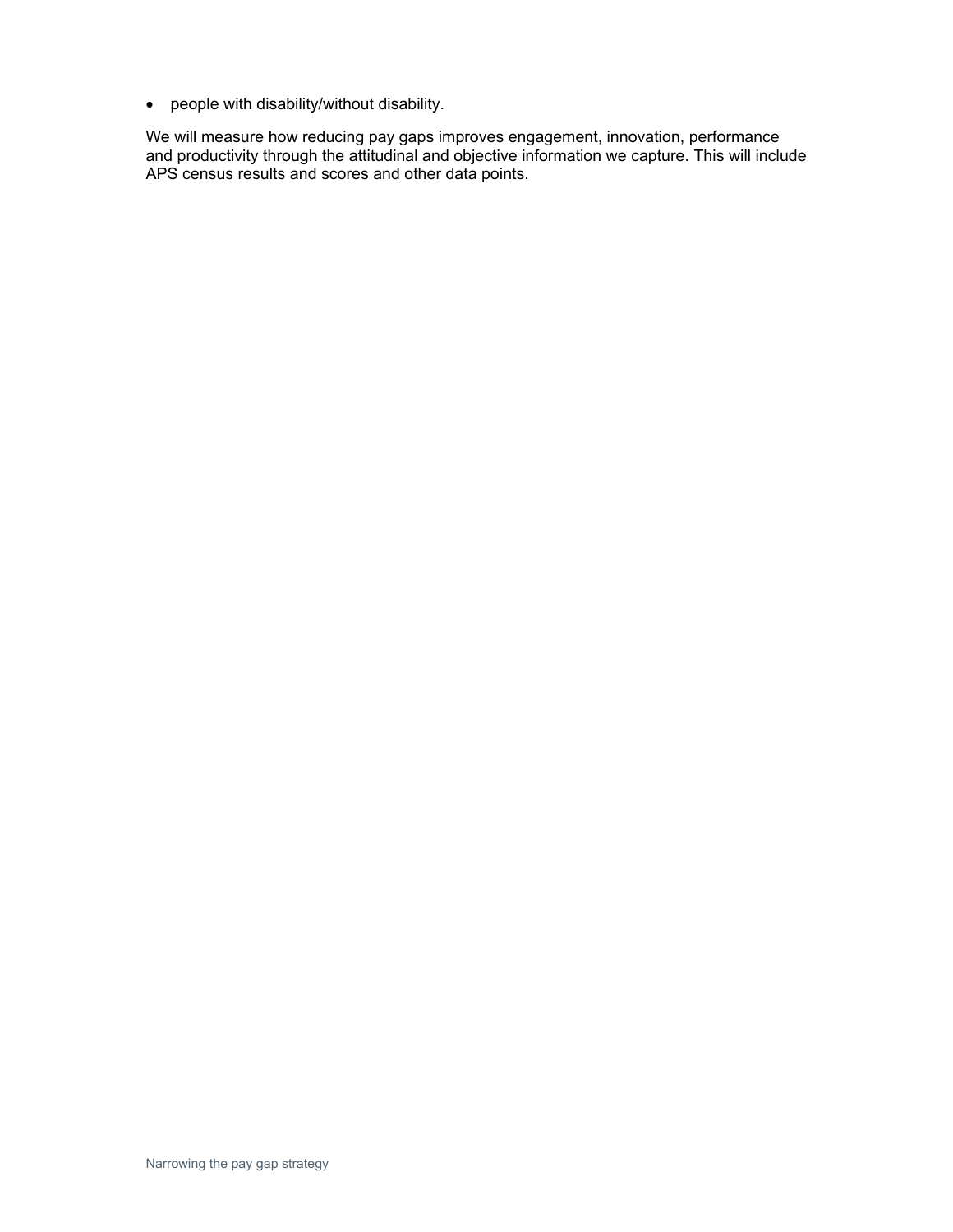- people with disability/without disability.

We will measure how reducing pay gaps improves engagement, innovation, performance and productivity through the attitudinal and objective information we capture. This will include APS census results and scores and other data points.